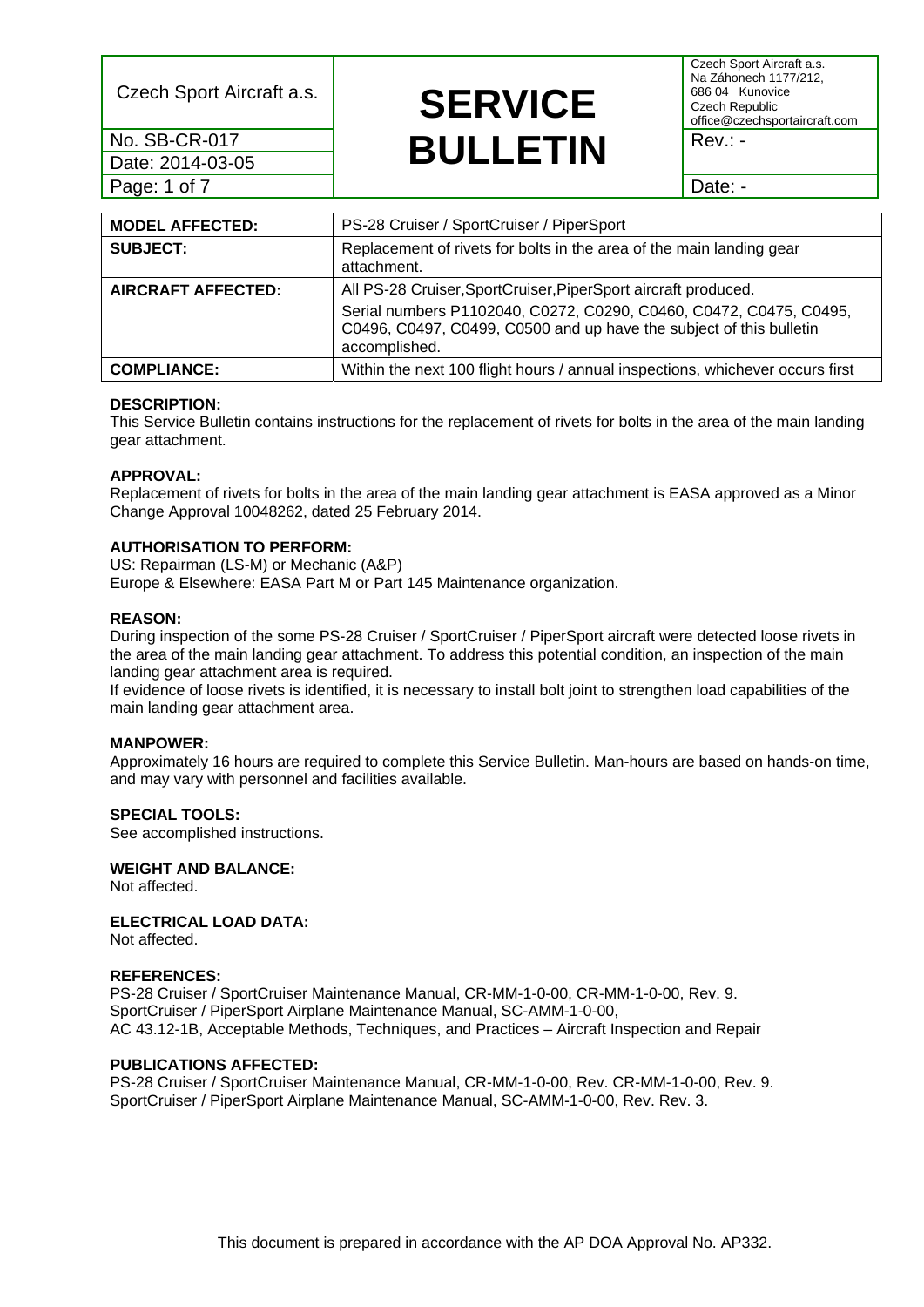| Czech Sport Aircraft a.s. | SERVICE BULLETIN | Czech Sport Aircraft a.s. Na Záhonech 1177/212, 686 04 Kunovice Czech Republic office@czechsportaircraft.com |
|---|---|---|
| No. SB-CR-017 | | Rev.: - |
| Date: 2014-03-05 | | |
| Page: 1 of 7 | | Date: - |

| **MODEL AFFECTED:** | PS-28 Cruiser / SportCruiser / PiperSport |
|---|---|
| **SUBJECT:** | Replacement of rivets for bolts in the area of the main landing gear attachment. |
| **AIRCRAFT AFFECTED:** | All PS-28 Cruiser,SportCruiser,PiperSport aircraft produced. Serial numbers P1102040, C0272, C0290, C0460, C0472, C0475, C0495, C0496, C0497, C0499, C0500 and up have the subject of this bulletin accomplished. |
| **COMPLIANCE:** | Within the next 100 flight hours / annual inspections, whichever occurs first |

**DESCRIPTION:**
This Service Bulletin contains instructions for the replacement of rivets for bolts in the area of the main landing gear attachment.

**APPROVAL:**
Replacement of rivets for bolts in the area of the main landing gear attachment is EASA approved as a Minor Change Approval 10048262, dated 25 February 2014.

**AUTHORISATION TO PERFORM:**
US: Repairman (LS-M) or Mechanic (A&P)
Europe & Elsewhere: EASA Part M or Part 145 Maintenance organization.

**REASON:**
During inspection of the some PS-28 Cruiser / SportCruiser / PiperSport aircraft were detected loose rivets in the area of the main landing gear attachment. To address this potential condition, an inspection of the main landing gear attachment area is required.
If evidence of loose rivets is identified, it is necessary to install bolt joint to strengthen load capabilities of the main landing gear attachment area.

**MANPOWER:**
Approximately 16 hours are required to complete this Service Bulletin. Man-hours are based on hands-on time, and may vary with personnel and facilities available.

**SPECIAL TOOLS:**
See accomplished instructions.

**WEIGHT AND BALANCE:**
Not affected.

**ELECTRICAL LOAD DATA:**
Not affected.

**REFERENCES:**
PS-28 Cruiser / SportCruiser Maintenance Manual, CR-MM-1-0-00, CR-MM-1-0-00, Rev. 9.
SportCruiser / PiperSport Airplane Maintenance Manual, SC-AMM-1-0-00,
AC 43.12-1B, Acceptable Methods, Techniques, and Practices – Aircraft Inspection and Repair

**PUBLICATIONS AFFECTED:**
PS-28 Cruiser / SportCruiser Maintenance Manual, CR-MM-1-0-00, Rev. CR-MM-1-0-00, Rev. 9.
SportCruiser / PiperSport Airplane Maintenance Manual, SC-AMM-1-0-00, Rev. Rev. 3.

This document is prepared in accordance with the AP DOA Approval No. AP332.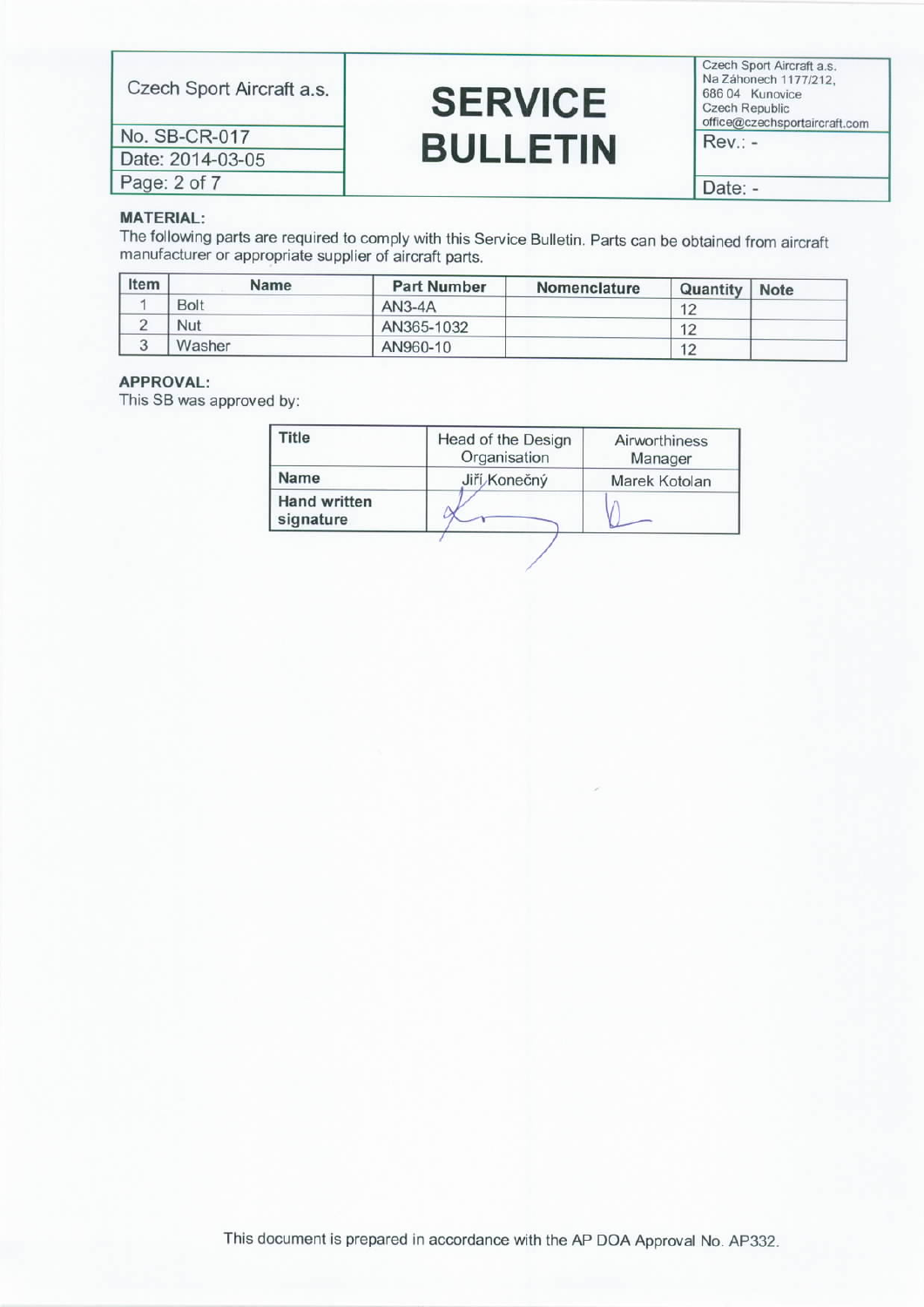**MATERIAL:**

The following parts are required to comply with this Service Bulletin. Parts can be obtained from aircraft manufacturer or appropriate supplier of aircraft parts.

| Item | Name | Part Number | Nomenclature | Quantity | Note |
|---|---|---|---|---|---|
| 1 | Bolt | AN3-4A | | 12 | |
| 2 | Nut | AN365-1032 | | 12 | |
| 3 | Washer | AN960-10 | | 12 | |

**APPROVAL:**

This SB was approved by:

| Title | Head of the Design Organisation | Airworthiness Manager |
|---|---|---|
| **Name** | Jiří Konečný | Marek Kotolan |
| **Hand written signature** | | |

This document is prepared in accordance with the AP DOA Approval No. AP332.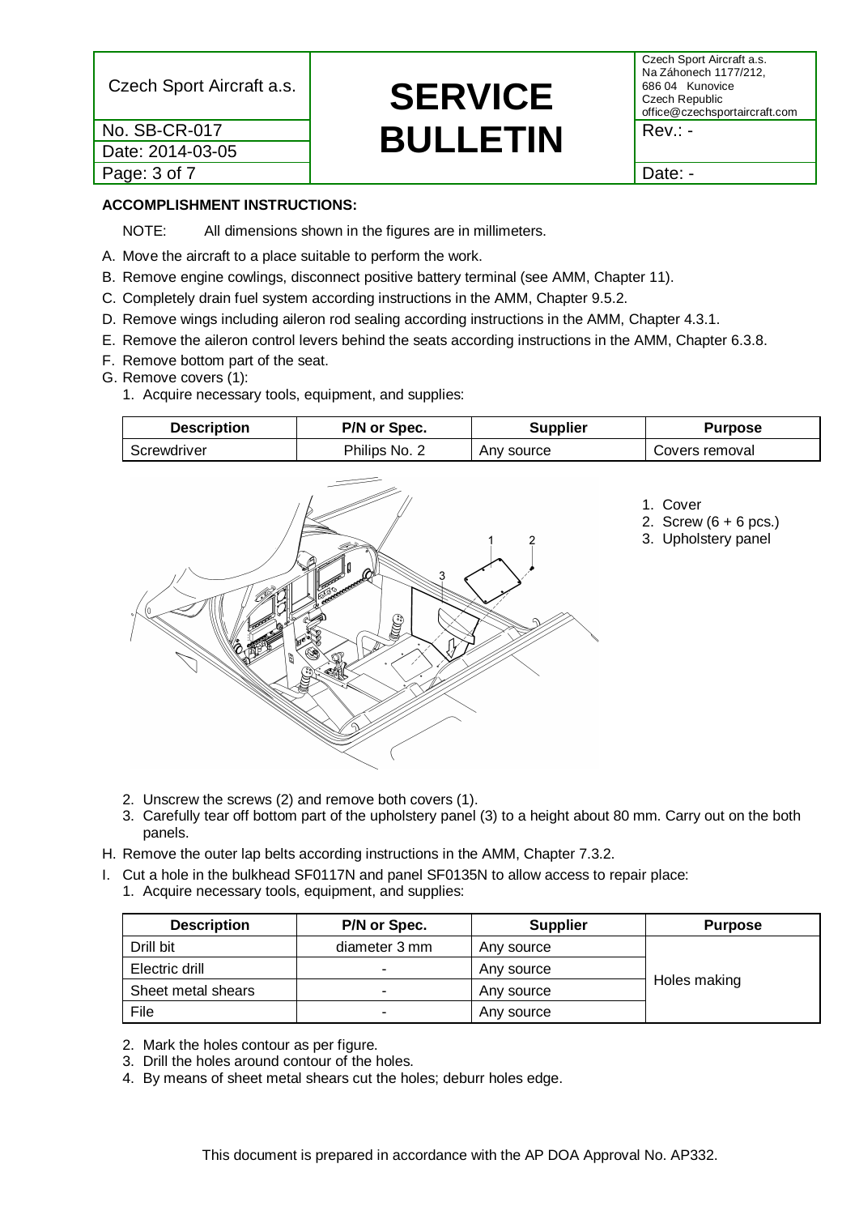**ACCOMPLISHMENT INSTRUCTIONS:**

NOTE: All dimensions shown in the figures are in millimeters.

A. Move the aircraft to a place suitable to perform the work.
B. Remove engine cowlings, disconnect positive battery terminal (see AMM, Chapter 11).
C. Completely drain fuel system according instructions in the AMM, Chapter 9.5.2.
D. Remove wings including aileron rod sealing according instructions in the AMM, Chapter 4.3.1.
E. Remove the aileron control levers behind the seats according instructions in the AMM, Chapter 6.3.8.
F. Remove bottom part of the seat.
G. Remove covers (1):
   1. Acquire necessary tools, equipment, and supplies:

| Description | P/N or Spec. | Supplier | Purpose |
|---|---|---|---|
| Screwdriver | Philips No. 2 | Any source | Covers removal |

1. Cover
2. Screw (6 + 6 pcs.)
3. Upholstery panel

   2. Unscrew the screws (2) and remove both covers (1).
   3. Carefully tear off bottom part of the upholstery panel (3) to a height about 80 mm. Carry out on the both panels.

H. Remove the outer lap belts according instructions in the AMM, Chapter 7.3.2.
I. Cut a hole in the bulkhead SF0117N and panel SF0135N to allow access to repair place:
   1. Acquire necessary tools, equipment, and supplies:

| Description | P/N or Spec. | Supplier | Purpose |
|---|---|---|---|
| Drill bit | diameter 3 mm | Any source | Holes making |
| Electric drill | - | Any source | |
| Sheet metal shears | - | Any source | |
| File | - | Any source | |

   2. Mark the holes contour as per figure.
   3. Drill the holes around contour of the holes.
   4. By means of sheet metal shears cut the holes; deburr holes edge.

This document is prepared in accordance with the AP DOA Approval No. AP332.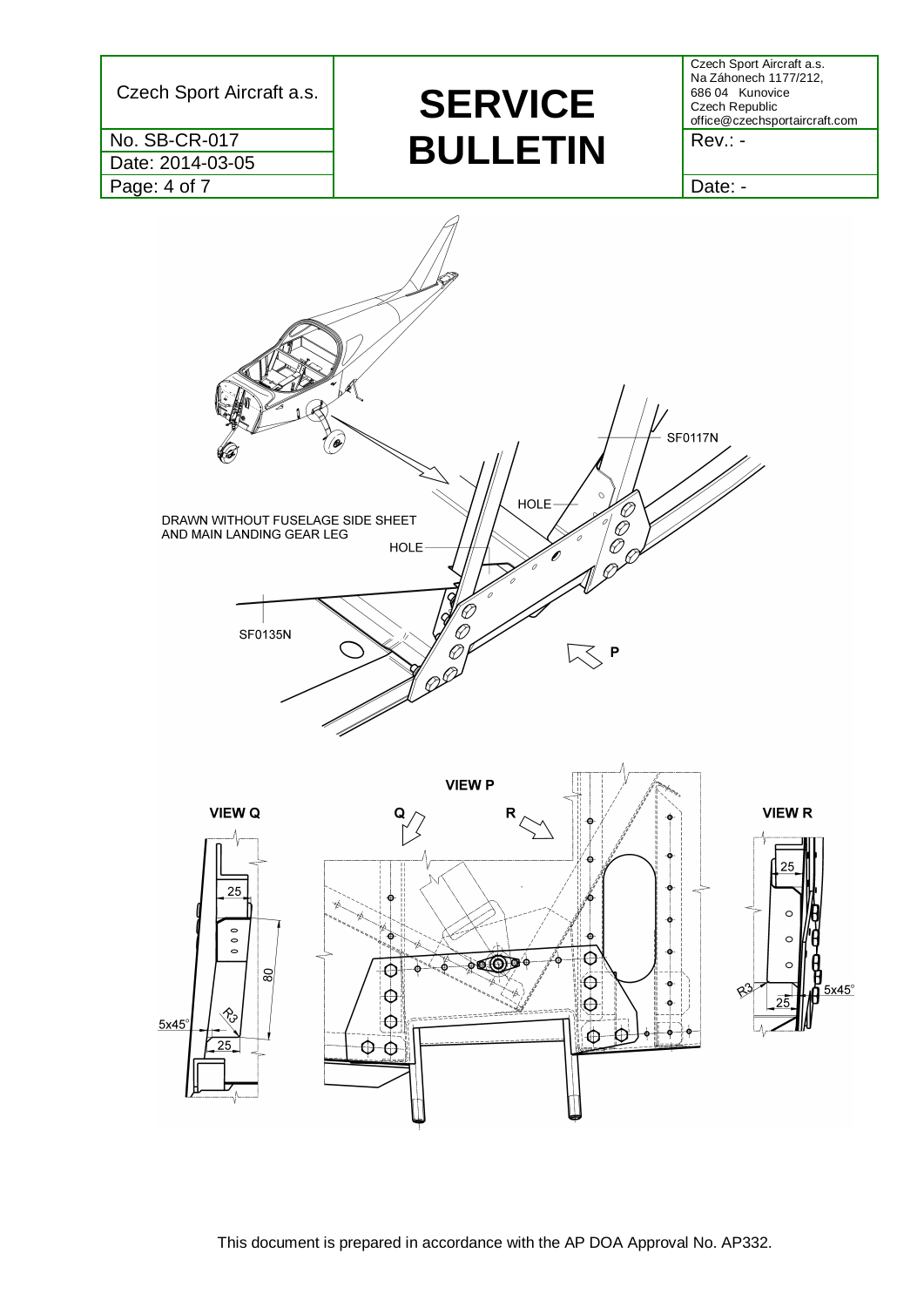DRAWN WITHOUT FUSELAGE SIDE SHEET AND MAIN LANDING GEAR LEG

SF0117N

HOLE

HOLE

SF0135N

P

VIEW Q

VIEW P

VIEW R

Q

R

25

80

R3

5x45°

25

25

R3

25

5x45°

This document is prepared in accordance with the AP DOA Approval No. AP332.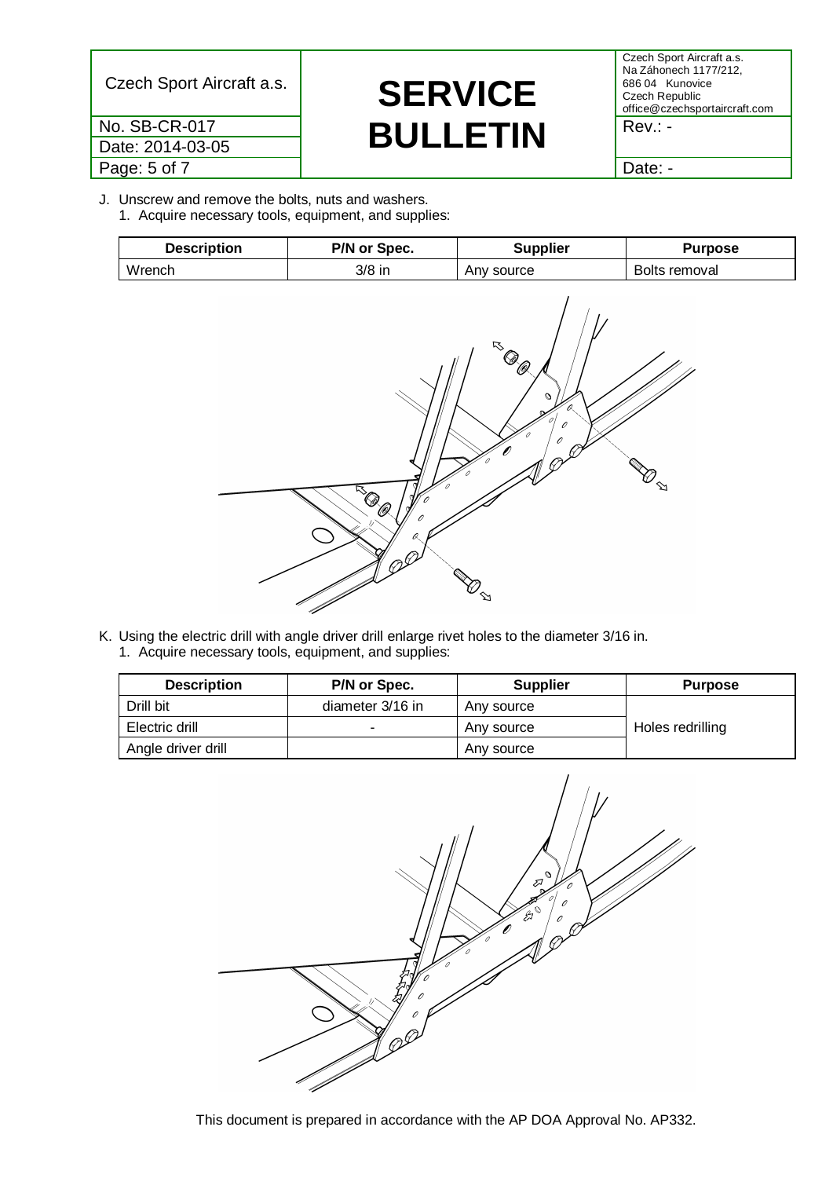J. Unscrew and remove the bolts, nuts and washers.
   1. Acquire necessary tools, equipment, and supplies:

| Description | P/N or Spec. | Supplier | Purpose |
|---|---|---|---|
| Wrench | 3/8 in | Any source | Bolts removal |

K. Using the electric drill with angle driver drill enlarge rivet holes to the diameter 3/16 in.
   1. Acquire necessary tools, equipment, and supplies:

| Description | P/N or Spec. | Supplier | Purpose |
|---|---|---|---|
| Drill bit | diameter 3/16 in | Any source | Holes redrilling |
| Electric drill | - | Any source | |
| Angle driver drill | | Any source | |

This document is prepared in accordance with the AP DOA Approval No. AP332.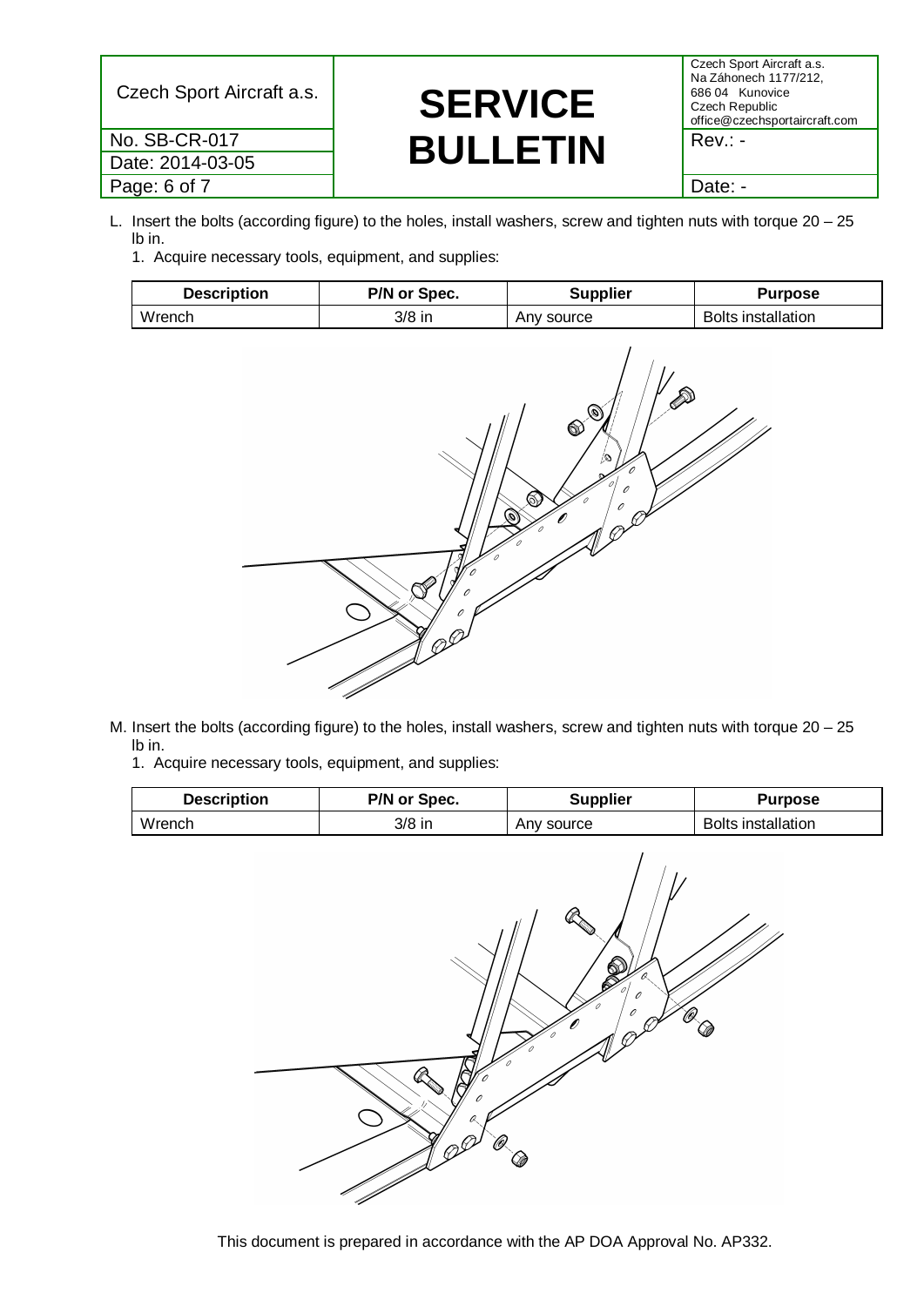L. Insert the bolts (according figure) to the holes, install washers, screw and tighten nuts with torque 20 – 25 lb in.

   1. Acquire necessary tools, equipment, and supplies:

| Description | P/N or Spec. | Supplier | Purpose |
|---|---|---|---|
| Wrench | 3/8 in | Any source | Bolts installation |

M. Insert the bolts (according figure) to the holes, install washers, screw and tighten nuts with torque 20 – 25 lb in.

   1. Acquire necessary tools, equipment, and supplies:

| Description | P/N or Spec. | Supplier | Purpose |
|---|---|---|---|
| Wrench | 3/8 in | Any source | Bolts installation |

This document is prepared in accordance with the AP DOA Approval No. AP332.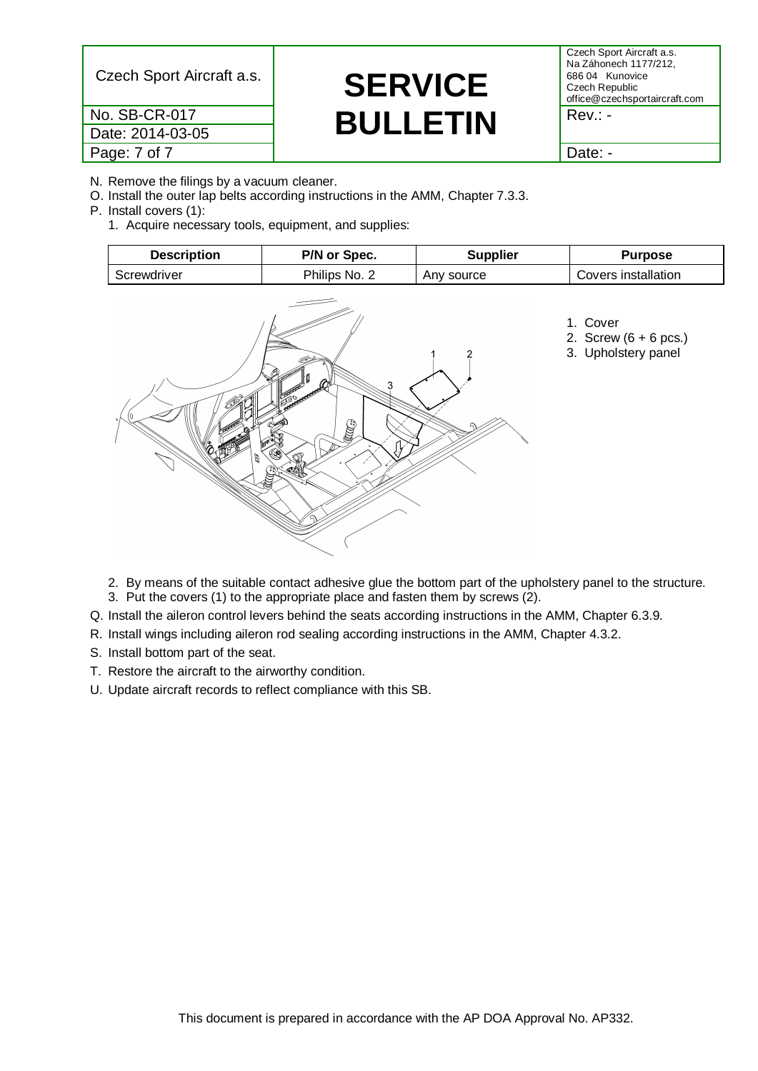N. Remove the filings by a vacuum cleaner.

O. Install the outer lap belts according instructions in the AMM, Chapter 7.3.3.

P. Install covers (1):

   1. Acquire necessary tools, equipment, and supplies:

| Description | P/N or Spec. | Supplier | Purpose |
|---|---|---|---|
| Screwdriver | Philips No. 2 | Any source | Covers installation |

1. Cover
2. Screw (6 + 6 pcs.)
3. Upholstery panel

   2. By means of the suitable contact adhesive glue the bottom part of the upholstery panel to the structure.
   3. Put the covers (1) to the appropriate place and fasten them by screws (2).

Q. Install the aileron control levers behind the seats according instructions in the AMM, Chapter 6.3.9.

R. Install wings including aileron rod sealing according instructions in the AMM, Chapter 4.3.2.

S. Install bottom part of the seat.

T. Restore the aircraft to the airworthy condition.

U. Update aircraft records to reflect compliance with this SB.

This document is prepared in accordance with the AP DOA Approval No. AP332.